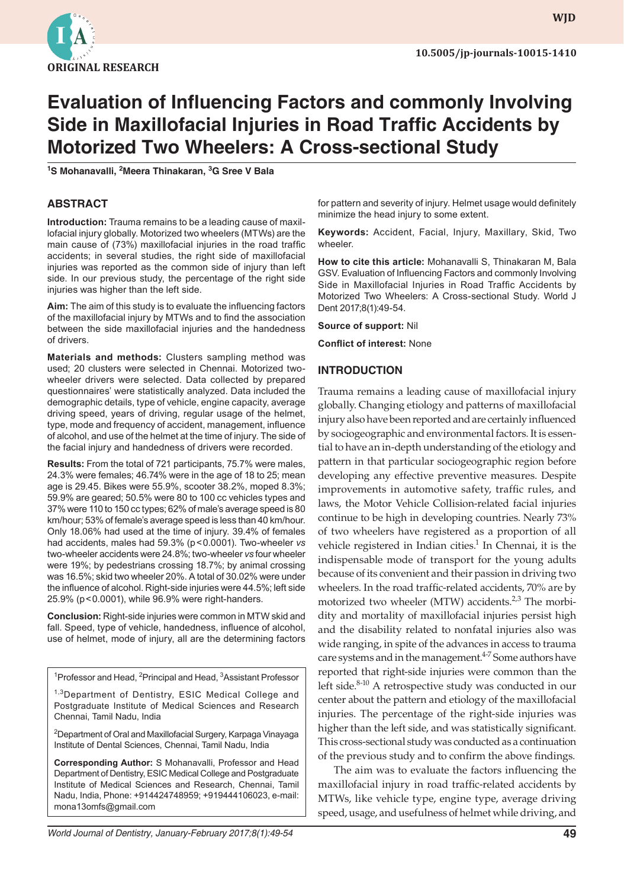ORIGINAL RESEARCH

10.5005/jp-journals-10015-1410

# Evaluation of Influencing Factors and commonly Involving Side in Maxillofacial Injuries in Road Traffic Accidents by Motorized Two Wheelers: A Cross-sectional Study

[1]S Mohanavalli, [2]Meera Thinakaran, [3]G Sree V Bala

## ABSTRACT

**Introduction:** Trauma remains to be a leading cause of maxillofacial injury globally. Motorized two wheelers (MTWs) are the main cause of (73%) maxillofacial injuries in the road traffic accidents; in several studies, the right side of maxillofacial injuries was reported as the common side of injury than left side. In our previous study, the percentage of the right side injuries was higher than the left side.

**Aim:** The aim of this study is to evaluate the influencing factors of the maxillofacial injury by MTWs and to find the association between the side maxillofacial injuries and the handedness of drivers.

**Materials and methods:** Clusters sampling method was used; 20 clusters were selected in Chennai. Motorized two-wheeler drivers were selected. Data collected by prepared questionnaires' were statistically analyzed. Data included the demographic details, type of vehicle, engine capacity, average driving speed, years of driving, regular usage of the helmet, type, mode and frequency of accident, management, influence of alcohol, and use of the helmet at the time of injury. The side of the facial injury and handedness of drivers were recorded.

**Results:** From the total of 721 participants, 75.7% were males, 24.3% were females; 46.74% were in the age of 18 to 25; mean age is 29.45. Bikes were 55.9%, scooter 38.2%, moped 8.3%; 59.9% are geared; 50.5% were 80 to 100 cc vehicles types and 37% were 110 to 150 cc types; 62% of male's average speed is 80 km/hour; 53% of female's average speed is less than 40 km/hour. Only 18.06% had used at the time of injury. 39.4% of females had accidents, males had 59.3% ($p < 0.0001$). Two-wheeler *vs* two-wheeler accidents were 24.8%; two-wheeler *vs* four wheeler were 19%; by pedestrians crossing 18.7%; by animal crossing was 16.5%; skid two wheeler 20%. A total of 30.02% were under the influence of alcohol. Right-side injuries were 44.5%; left side 25.9% ($p < 0.0001$), while 96.9% were right-handers.

**Conclusion:** Right-side injuries were common in MTW skid and fall. Speed, type of vehicle, handedness, influence of alcohol, use of helmet, mode of injury, all are the determining factors for pattern and severity of injury. Helmet usage would definitely minimize the head injury to some extent.

**Keywords:** Accident, Facial, Injury, Maxillary, Skid, Two wheeler.

**How to cite this article:** Mohanavalli S, Thinakaran M, Bala GSV. Evaluation of Influencing Factors and commonly Involving Side in Maxillofacial Injuries in Road Traffic Accidents by Motorized Two Wheelers: A Cross-sectional Study. World J Dent 2017;8(1):49-54.

**Source of support:** Nil

**Conflict of interest:** None

## INTRODUCTION

Trauma remains a leading cause of maxillofacial injury globally. Changing etiology and patterns of maxillofacial injury also have been reported and are certainly influenced by sociogeographic and environmental factors. It is essential to have an in-depth understanding of the etiology and pattern in that particular sociogeographic region before developing any effective preventive measures. Despite improvements in automotive safety, traffic rules, and laws, the Motor Vehicle Collision-related facial injuries continue to be high in developing countries. Nearly 73% of two wheelers have registered as a proportion of all vehicle registered in Indian cities.[1] In Chennai, it is the indispensable mode of transport for the young adults because of its convenient and their passion in driving two wheelers. In the road traffic-related accidents, 70% are by motorized two wheeler (MTW) accidents.[2,3] The morbidity and mortality of maxillofacial injuries persist high and the disability related to nonfatal injuries also was wide ranging, in spite of the advances in access to trauma care systems and in the management.[4-7] Some authors have reported that right-side injuries were common than the left side.[8-10] A retrospective study was conducted in our center about the pattern and etiology of the maxillofacial injuries. The percentage of the right-side injuries was higher than the left side, and was statistically significant. This cross-sectional study was conducted as a continuation of the previous study and to confirm the above findings.

The aim was to evaluate the factors influencing the maxillofacial injury in road traffic-related accidents by MTWs, like vehicle type, engine type, average driving speed, usage, and usefulness of helmet while driving, and

---

[1]Professor and Head, [2]Principal and Head, [3]Assistant Professor

[1,3]Department of Dentistry, ESIC Medical College and Postgraduate Institute of Medical Sciences and Research Chennai, Tamil Nadu, India

[2]Department of Oral and Maxillofacial Surgery, Karpaga Vinayaga Institute of Dental Sciences, Chennai, Tamil Nadu, India

**Corresponding Author:** S Mohanavalli, Professor and Head Department of Dentistry, ESIC Medical College and Postgraduate Institute of Medical Sciences and Research, Chennai, Tamil Nadu, India, Phone: +914424748959; +919444106023, e-mail: mona13omfs@gmail.com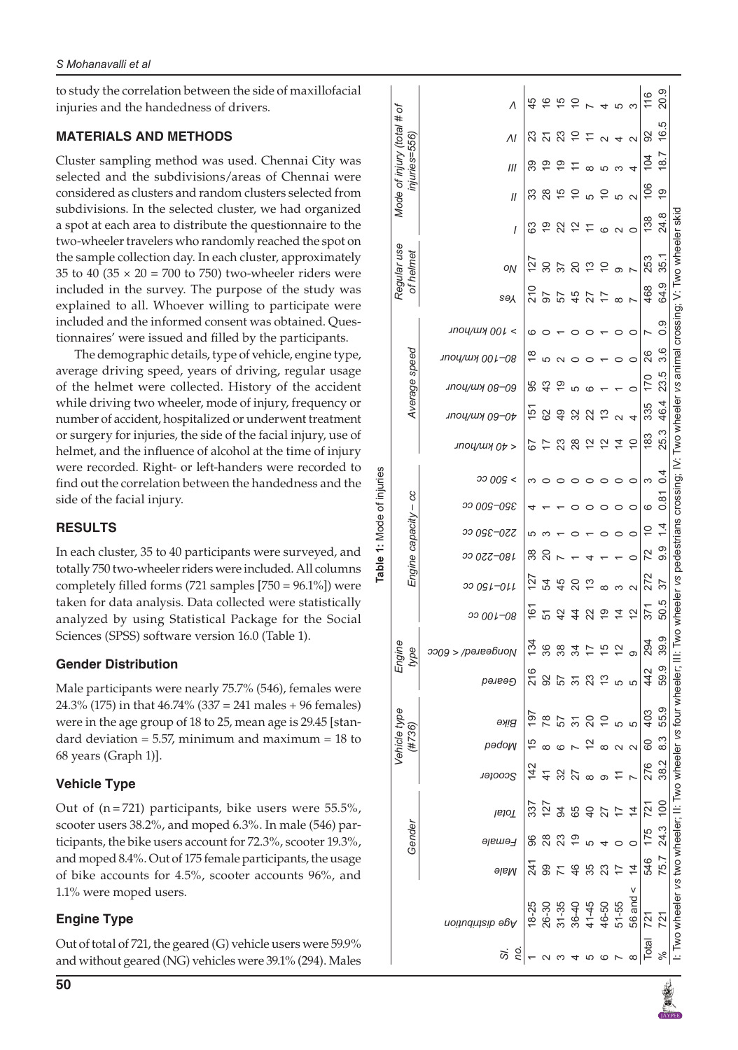to study the correlation between the side of maxillofacial injuries and the handedness of drivers.

## MATERIALS AND METHODS

Cluster sampling method was used. Chennai City was selected and the subdivisions/areas of Chennai were considered as clusters and random clusters selected from subdivisions. In the selected cluster, we had organized a spot at each area to distribute the questionnaire to the two-wheeler travelers who randomly reached the spot on the sample collection day. In each cluster, approximately 35 to 40 (35 × 20 = 700 to 750) two-wheeler riders were included in the survey. The purpose of the study was explained to all. Whoever willing to participate were included and the informed consent was obtained. Questionnaires' were issued and filled by the participants.

The demographic details, type of vehicle, engine type, average driving speed, years of driving, regular usage of the helmet were collected. History of the accident while driving two wheeler, mode of injury, frequency or number of accident, hospitalized or underwent treatment or surgery for injuries, the side of the facial injury, use of helmet, and the influence of alcohol at the time of injury were recorded. Right- or left-handers were recorded to find out the correlation between the handedness and the side of the facial injury.

## RESULTS

In each cluster, 35 to 40 participants were surveyed, and totally 750 two-wheeler riders were included. All columns completely filled forms (721 samples [750 = 96.1%]) were taken for data analysis. Data collected were statistically analyzed by using Statistical Package for the Social Sciences (SPSS) software version 16.0 (Table 1).

### Gender Distribution

Male participants were nearly 75.7% (546), females were 24.3% (175) in that 46.74% (337 = 241 males + 96 females) were in the age group of 18 to 25, mean age is 29.45 [standard deviation = 5.57, minimum and maximum = 18 to 68 years (Graph 1)].

### Vehicle Type

Out of (n = 721) participants, bike users were 55.5%, scooter users 38.2%, and moped 6.3%. In male (546) participants, the bike users account for 72.3%, scooter 19.3%, and moped 8.4%. Out of 175 female participants, the usage of bike accounts for 4.5%, scooter accounts 96%, and 1.1% were moped users.

### Engine Type

Out of total of 721, the geared (G) vehicle users were 59.9% and without geared (NG) vehicles were 39.1% (294). Males

**Table 1:** Mode of injuries

| Sl. no. | Age distribution | Gender | | | Vehicle type (#736) | | | Engine type | | Engine capacity – cc | | | | | | Average speed | | | | | Regular use of helmet | | Mode of injury (total # of injuries=556) | | | | |
|---|---|---|---|---|---|---|---|---|---|---|---|---|---|---|---|---|---|---|---|---|---|---|---|---|---|---|---|
| | | Male | Female | Total | Scooter | Moped | Bike | Geared | Nongeared/ < 60cc | 80–100 cc | 110–150 cc | 180–220 cc | 220–350 cc | 350–500 cc | > 500 cc | < 40 km/hour | 40–60 km/hour | 60–80 km/hour | 80–100 km/hour | > 100 km/hour | Yes | No | I | II | III | IV | V |
| 1 | 18-25 | 241 | 96 | 337 | 142 | 15 | 197 | 216 | 134 | 161 | 127 | 38 | 5 | 4 | 3 | 67 | 151 | 95 | 18 | 6 | 210 | 127 | 63 | 33 | 39 | 23 | 45 |
| 2 | 26-30 | 99 | 28 | 127 | 41 | 8 | 78 | 92 | 36 | 51 | 54 | 20 | 3 | 1 | 0 | 17 | 62 | 43 | 5 | 0 | 97 | 30 | 19 | 28 | 19 | 21 | 16 |
| 3 | 31-35 | 71 | 23 | 94 | 32 | 6 | 57 | 57 | 38 | 42 | 45 | 7 | 1 | 1 | 0 | 23 | 49 | 19 | 2 | 1 | 57 | 37 | 22 | 15 | 19 | 23 | 15 |
| 4 | 36-40 | 46 | 19 | 65 | 27 | 7 | 31 | 31 | 34 | 44 | 20 | 1 | 0 | 0 | 0 | 28 | 32 | 5 | 0 | 0 | 45 | 20 | 12 | 10 | 11 | 10 | 10 |
| 5 | 41-45 | 35 | 5 | 40 | 8 | 12 | 20 | 23 | 17 | 22 | 13 | 4 | 1 | 0 | 0 | 12 | 22 | 6 | 0 | 0 | 27 | 13 | 11 | 5 | 8 | 11 | 7 |
| 6 | 46-50 | 23 | 4 | 27 | 9 | 8 | 10 | 13 | 15 | 19 | 8 | 1 | 0 | 0 | 0 | 12 | 13 | 1 | 1 | 1 | 17 | 10 | 6 | 10 | 5 | 2 | 4 |
| 7 | 51-55 | 17 | 0 | 17 | 11 | 2 | 5 | 5 | 12 | 14 | 3 | 1 | 0 | 0 | 0 | 14 | 2 | 1 | 0 | 0 | 8 | 9 | 2 | 5 | 3 | 4 | 5 |
| 8 | 56 and < | 14 | 0 | 14 | 7 | 2 | 5 | 5 | 9 | 12 | 2 | 0 | 0 | 0 | 0 | 10 | 4 | 0 | 0 | 0 | 7 | 7 | 0 | 2 | 4 | 2 | 3 |
| Total | 721 | 546 | 175 | 721 | 276 | 60 | 403 | 442 | 294 | 371 | 272 | 72 | 10 | 6 | 3 | 183 | 335 | 170 | 26 | 7 | 468 | 253 | 138 | 106 | 104 | 92 | 116 |
| % | 721 | 75.7 | 24.3 | 100 | 38.2 | 8.3 | 55.9 | 59.9 | 39.9 | 50.5 | 37 | 9.9 | 1.4 | 0.81 | 0.4 | 25.3 | 46.4 | 23.5 | 3.6 | 0.9 | 64.9 | 35.1 | 24.8 | 19 | 18.7 | 16.5 | 20.9 |

I: Two wheeler *vs* two wheeler; II: Two wheeler *vs* four wheeler; III: Two wheeler *vs* pedestrians crossing; IV: Two wheeler *vs* animal crossing; V: Two wheeler skid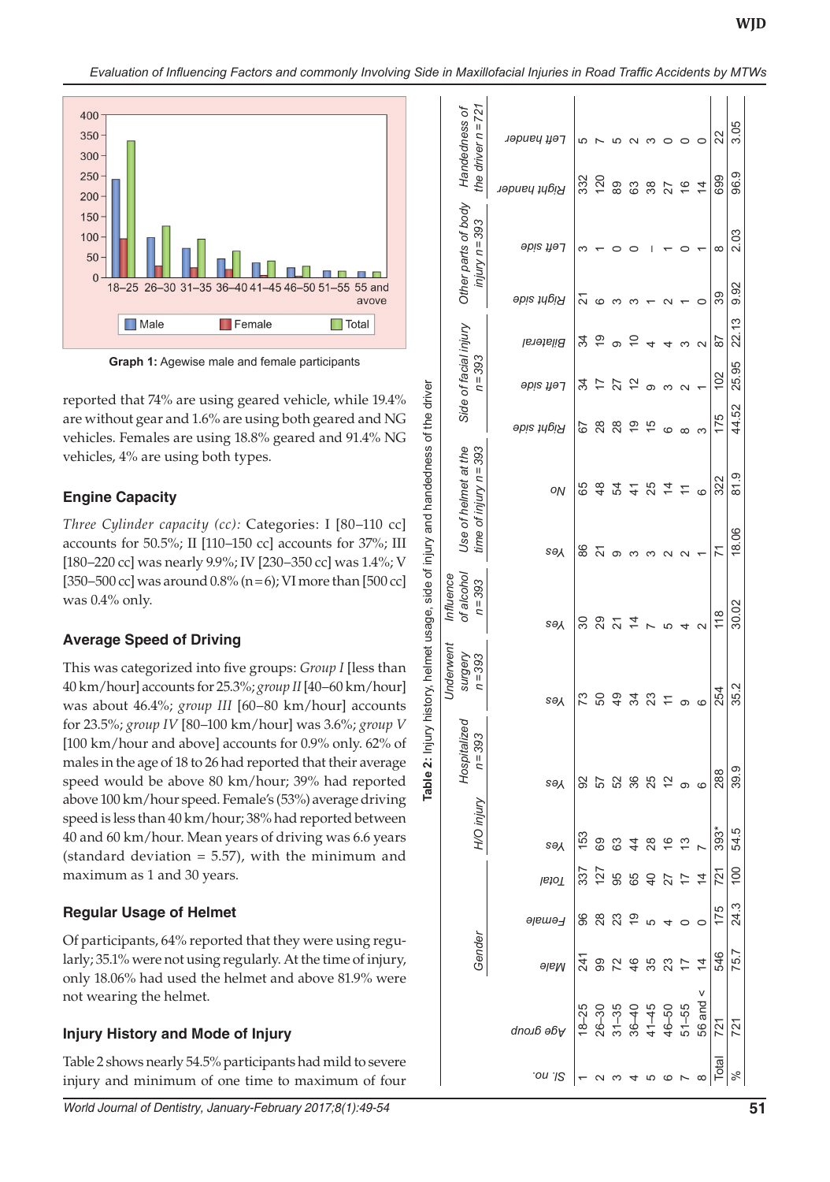Graph 1: Agewise male and female participants

reported that 74% are using geared vehicle, while 19.4% are without gear and 1.6% are using both geared and NG vehicles. Females are using 18.8% geared and 91.4% NG vehicles, 4% are using both types.

## Engine Capacity

*Three Cylinder capacity (cc):* Categories: I [80–110 cc] accounts for 50.5%; II [110–150 cc] accounts for 37%; III [180–220 cc] was nearly 9.9%; IV [230–350 cc] was 1.4%; V [350–500 cc] was around 0.8% (n=6); VI more than [500 cc] was 0.4% only.

## Average Speed of Driving

This was categorized into five groups: *Group I* [less than 40 km/hour] accounts for 25.3%; *group II* [40–60 km/hour] was about 46.4%; *group III* [60–80 km/hour] accounts for 23.5%; *group IV* [80–100 km/hour] was 3.6%; *group V* [100 km/hour and above] accounts for 0.9% only. 62% of males in the age of 18 to 26 had reported that their average speed would be above 80 km/hour; 39% had reported above 100 km/hour speed. Female's (53%) average driving speed is less than 40 km/hour; 38% had reported between 40 and 60 km/hour. Mean years of driving was 6.6 years (standard deviation = 5.57), with the minimum and maximum as 1 and 30 years.

## Regular Usage of Helmet

Of participants, 64% reported that they were using regularly; 35.1% were not using regularly. At the time of injury, only 18.06% had used the helmet and above 81.9% were not wearing the helmet.

## Injury History and Mode of Injury

Table 2 shows nearly 54.5% participants had mild to severe injury and minimum of one time to maximum of four

**Table 2:** Injury history, helmet usage, side of injury and handedness of the driver

| Sl. no. | Age group | Gender | | | H/O injury | Hospitalized n=393 | Underwent surgery n=393 | Influence of alcohol n=393 | Use of helmet at the time of injury n=393 | | Side of facial injury n=393 | | | Other parts of body injury n=393 | | Handedness of the driver n=721 | |
|---|---|---|---|---|---|---|---|---|---|---|---|---|---|---|---|---|---|
| | | Male | Female | Total | Yes | Yes | Yes | Yes | Yes | No | Right side | Left side | Bilateral | Right side | Left side | Right hander | Left hander |
| 1 | 18–25 | 241 | 96 | 337 | 153 | 92 | 73 | 30 | 86 | 65 | 67 | 34 | 34 | 21 | 3 | 332 | 5 |
| 2 | 26–30 | 99 | 28 | 127 | 69 | 57 | 50 | 29 | 21 | 48 | 28 | 17 | 19 | 6 | 1 | 120 | 7 |
| 3 | 31–35 | 72 | 23 | 95 | 63 | 52 | 49 | 21 | 9 | 54 | 28 | 27 | 9 | 3 | 0 | 89 | 5 |
| 4 | 36–40 | 46 | 19 | 65 | 44 | 36 | 34 | 14 | 3 | 41 | 19 | 12 | 10 | 3 | 0 | 63 | 2 |
| 5 | 41–45 | 35 | 5 | 40 | 28 | 25 | 23 | 7 | 3 | 25 | 15 | 9 | 4 | 1 | I | 38 | 3 |
| 6 | 46–50 | 23 | 4 | 27 | 16 | 12 | 11 | 5 | 2 | 14 | 6 | 3 | 4 | 2 | 1 | 27 | 0 |
| 7 | 51–55 | 17 | 0 | 17 | 13 | 9 | 9 | 4 | 2 | 11 | 8 | 2 | 3 | 1 | 0 | 16 | 0 |
| 8 | 56 and < | 14 | 0 | 14 | 7 | 6 | 6 | 2 | 1 | 6 | 3 | 1 | 2 | 0 | 1 | 14 | 0 |
| Total | 721 | 546 | 175 | 721 | 393* | 288 | 254 | 118 | 71 | 322 | 175 | 102 | 87 | 39 | 8 | 699 | 22 |
| % | 721 | 75.7 | 24.3 | 100 | 54.5 | 39.9 | 35.2 | 30.02 | 18.06 | 81.9 | 44.52 | 25.95 | 22.13 | 9.92 | 2.03 | 96.9 | 3.05 |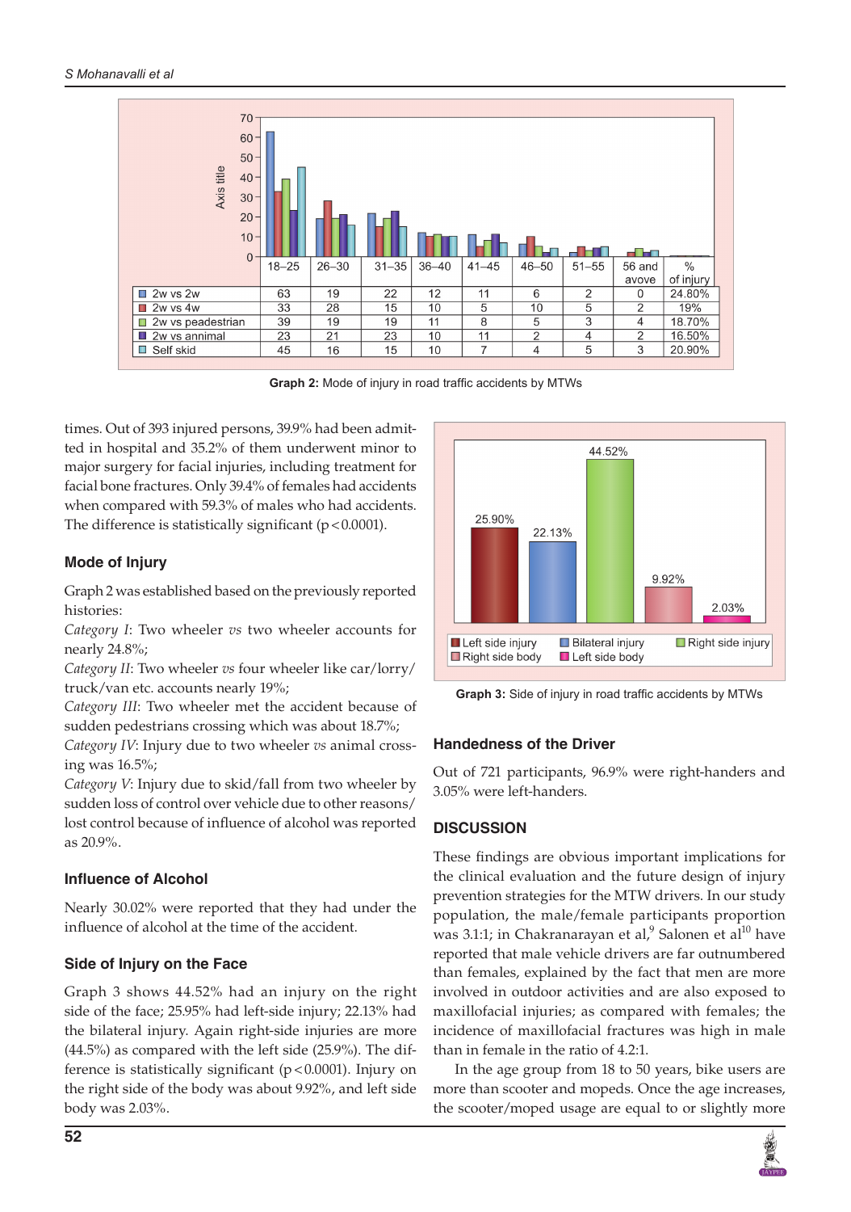| | 18–25 | 26–30 | 31–35 | 36–40 | 41–45 | 46–50 | 51–55 | 56 and avove | % of injury |
|---|---|---|---|---|---|---|---|---|---|
| 2w vs 2w | 63 | 19 | 22 | 12 | 11 | 6 | 2 | 0 | 24.80% |
| 2w vs 4w | 33 | 28 | 15 | 10 | 5 | 10 | 5 | 2 | 19% |
| 2w vs peadestrian | 39 | 19 | 19 | 11 | 8 | 5 | 3 | 4 | 18.70% |
| 2w vs annimal | 23 | 21 | 23 | 10 | 11 | 2 | 4 | 2 | 16.50% |
| Self skid | 45 | 16 | 15 | 10 | 7 | 4 | 5 | 3 | 20.90% |

**Graph 2:** Mode of injury in road traffic accidents by MTWs

times. Out of 393 injured persons, 39.9% had been admitted in hospital and 35.2% of them underwent minor to major surgery for facial injuries, including treatment for facial bone fractures. Only 39.4% of females had accidents when compared with 59.3% of males who had accidents. The difference is statistically significant ($p < 0.0001$).

### Mode of Injury

Graph 2 was established based on the previously reported histories:

*Category I*: Two wheeler *vs* two wheeler accounts for nearly 24.8%;

*Category II*: Two wheeler *vs* four wheeler like car/lorry/truck/van etc. accounts nearly 19%;

*Category III*: Two wheeler met the accident because of sudden pedestrians crossing which was about 18.7%;

*Category IV*: Injury due to two wheeler *vs* animal crossing was 16.5%;

*Category V*: Injury due to skid/fall from two wheeler by sudden loss of control over vehicle due to other reasons/lost control because of influence of alcohol was reported as 20.9%.

### Influence of Alcohol

Nearly 30.02% were reported that they had under the influence of alcohol at the time of the accident.

### Side of Injury on the Face

Graph 3 shows 44.52% had an injury on the right side of the face; 25.95% had left-side injury; 22.13% had the bilateral injury. Again right-side injuries are more (44.5%) as compared with the left side (25.9%). The difference is statistically significant ($p < 0.0001$). Injury on the right side of the body was about 9.92%, and left side body was 2.03%.

| Left side injury | Bilateral injury | Right side injury | Right side body | Left side body |
|---|---|---|---|---|
| 25.90% | 22.13% | 44.52% | 9.92% | 2.03% |

**Graph 3:** Side of injury in road traffic accidents by MTWs

### Handedness of the Driver

Out of 721 participants, 96.9% were right-handers and 3.05% were left-handers.

## DISCUSSION

These findings are obvious important implications for the clinical evaluation and the future design of injury prevention strategies for the MTW drivers. In our study population, the male/female participants proportion was 3.1:1; in Chakranarayan et al,[9] Salonen et al[10] have reported that male vehicle drivers are far outnumbered than females, explained by the fact that men are more involved in outdoor activities and are also exposed to maxillofacial injuries; as compared with females; the incidence of maxillofacial fractures was high in male than in female in the ratio of 4.2:1.

In the age group from 18 to 50 years, bike users are more than scooter and mopeds. Once the age increases, the scooter/moped usage are equal to or slightly more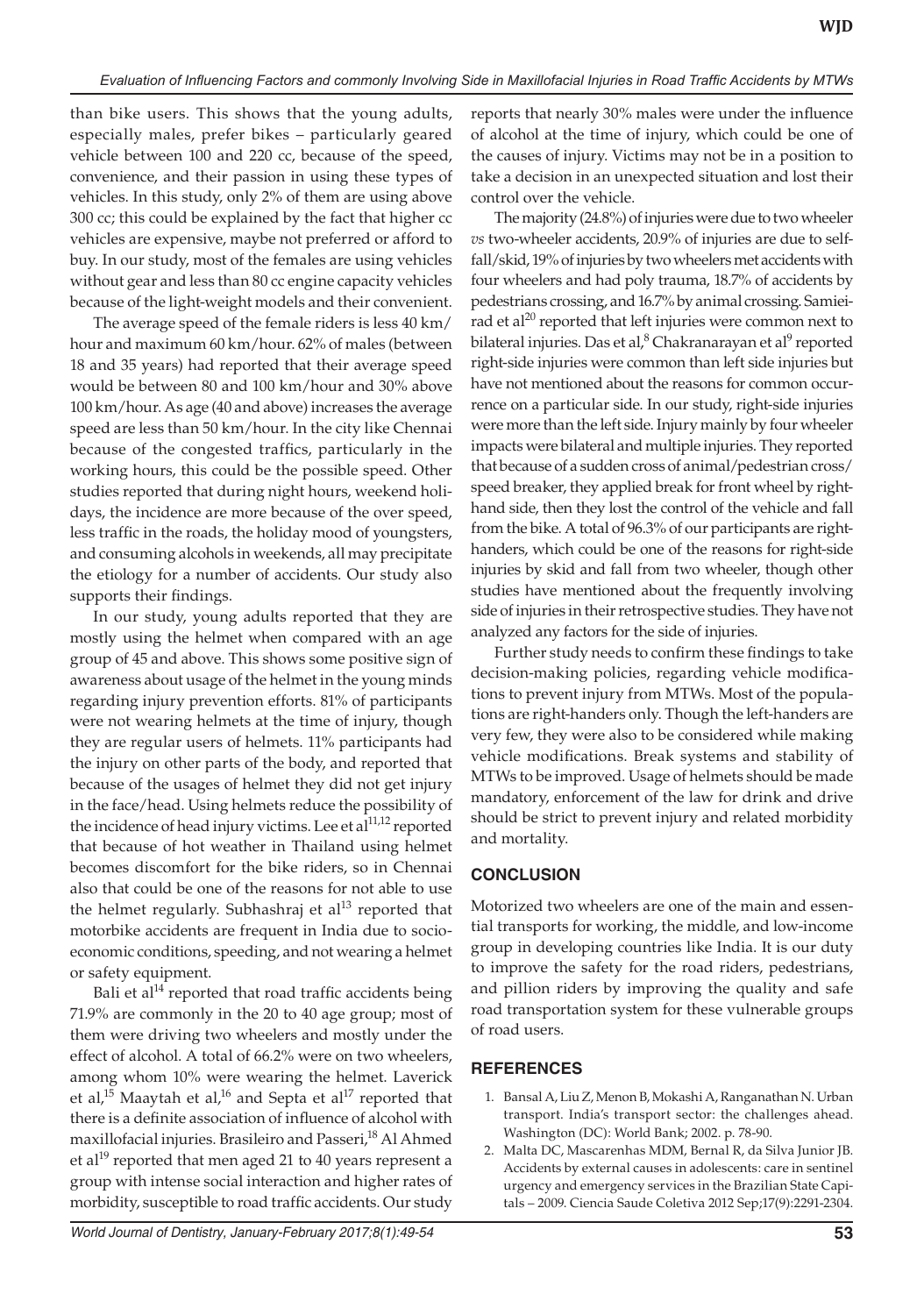than bike users. This shows that the young adults, especially males, prefer bikes – particularly geared vehicle between 100 and 220 cc, because of the speed, convenience, and their passion in using these types of vehicles. In this study, only 2% of them are using above 300 cc; this could be explained by the fact that higher cc vehicles are expensive, maybe not preferred or afford to buy. In our study, most of the females are using vehicles without gear and less than 80 cc engine capacity vehicles because of the light-weight models and their convenient.

The average speed of the female riders is less 40 km/hour and maximum 60 km/hour. 62% of males (between 18 and 35 years) had reported that their average speed would be between 80 and 100 km/hour and 30% above 100 km/hour. As age (40 and above) increases the average speed are less than 50 km/hour. In the city like Chennai because of the congested traffics, particularly in the working hours, this could be the possible speed. Other studies reported that during night hours, weekend holidays, the incidence are more because of the over speed, less traffic in the roads, the holiday mood of youngsters, and consuming alcohols in weekends, all may precipitate the etiology for a number of accidents. Our study also supports their findings.

In our study, young adults reported that they are mostly using the helmet when compared with an age group of 45 and above. This shows some positive sign of awareness about usage of the helmet in the young minds regarding injury prevention efforts. 81% of participants were not wearing helmets at the time of injury, though they are regular users of helmets. 11% participants had the injury on other parts of the body, and reported that because of the usages of helmet they did not get injury in the face/head. Using helmets reduce the possibility of the incidence of head injury victims. Lee et al[11,12] reported that because of hot weather in Thailand using helmet becomes discomfort for the bike riders, so in Chennai also that could be one of the reasons for not able to use the helmet regularly. Subhashraj et al[13] reported that motorbike accidents are frequent in India due to socioeconomic conditions, speeding, and not wearing a helmet or safety equipment.

Bali et al[14] reported that road traffic accidents being 71.9% are commonly in the 20 to 40 age group; most of them were driving two wheelers and mostly under the effect of alcohol. A total of 66.2% were on two wheelers, among whom 10% were wearing the helmet. Laverick et al,[15] Maaytah et al,[16] and Septa et al[17] reported that there is a definite association of influence of alcohol with maxillofacial injuries. Brasileiro and Passeri,[18] Al Ahmed et al[19] reported that men aged 21 to 40 years represent a group with intense social interaction and higher rates of morbidity, susceptible to road traffic accidents. Our study reports that nearly 30% males were under the influence of alcohol at the time of injury, which could be one of the causes of injury. Victims may not be in a position to take a decision in an unexpected situation and lost their control over the vehicle.

The majority (24.8%) of injuries were due to two wheeler *vs* two-wheeler accidents, 20.9% of injuries are due to self-fall/skid, 19% of injuries by two wheelers met accidents with four wheelers and had poly trauma, 18.7% of accidents by pedestrians crossing, and 16.7% by animal crossing. Samieirad et al[20] reported that left injuries were common next to bilateral injuries. Das et al,[8] Chakranarayan et al[9] reported right-side injuries were common than left side injuries but have not mentioned about the reasons for common occurrence on a particular side. In our study, right-side injuries were more than the left side. Injury mainly by four wheeler impacts were bilateral and multiple injuries. They reported that because of a sudden cross of animal/pedestrian cross/speed breaker, they applied break for front wheel by right-hand side, then they lost the control of the vehicle and fall from the bike. A total of 96.3% of our participants are right-handers, which could be one of the reasons for right-side injuries by skid and fall from two wheeler, though other studies have mentioned about the frequently involving side of injuries in their retrospective studies. They have not analyzed any factors for the side of injuries.

Further study needs to confirm these findings to take decision-making policies, regarding vehicle modifications to prevent injury from MTWs. Most of the populations are right-handers only. Though the left-handers are very few, they were also to be considered while making vehicle modifications. Break systems and stability of MTWs to be improved. Usage of helmets should be made mandatory, enforcement of the law for drink and drive should be strict to prevent injury and related morbidity and mortality.

## CONCLUSION

Motorized two wheelers are one of the main and essential transports for working, the middle, and low-income group in developing countries like India. It is our duty to improve the safety for the road riders, pedestrians, and pillion riders by improving the quality and safe road transportation system for these vulnerable groups of road users.

## REFERENCES

1. Bansal A, Liu Z, Menon B, Mokashi A, Ranganathan N. Urban transport. India's transport sector: the challenges ahead. Washington (DC): World Bank; 2002. p. 78-90.
2. Malta DC, Mascarenhas MDM, Bernal R, da Silva Junior JB. Accidents by external causes in adolescents: care in sentinel urgency and emergency services in the Brazilian State Capitals – 2009. Ciencia Saude Coletiva 2012 Sep;17(9):2291-2304.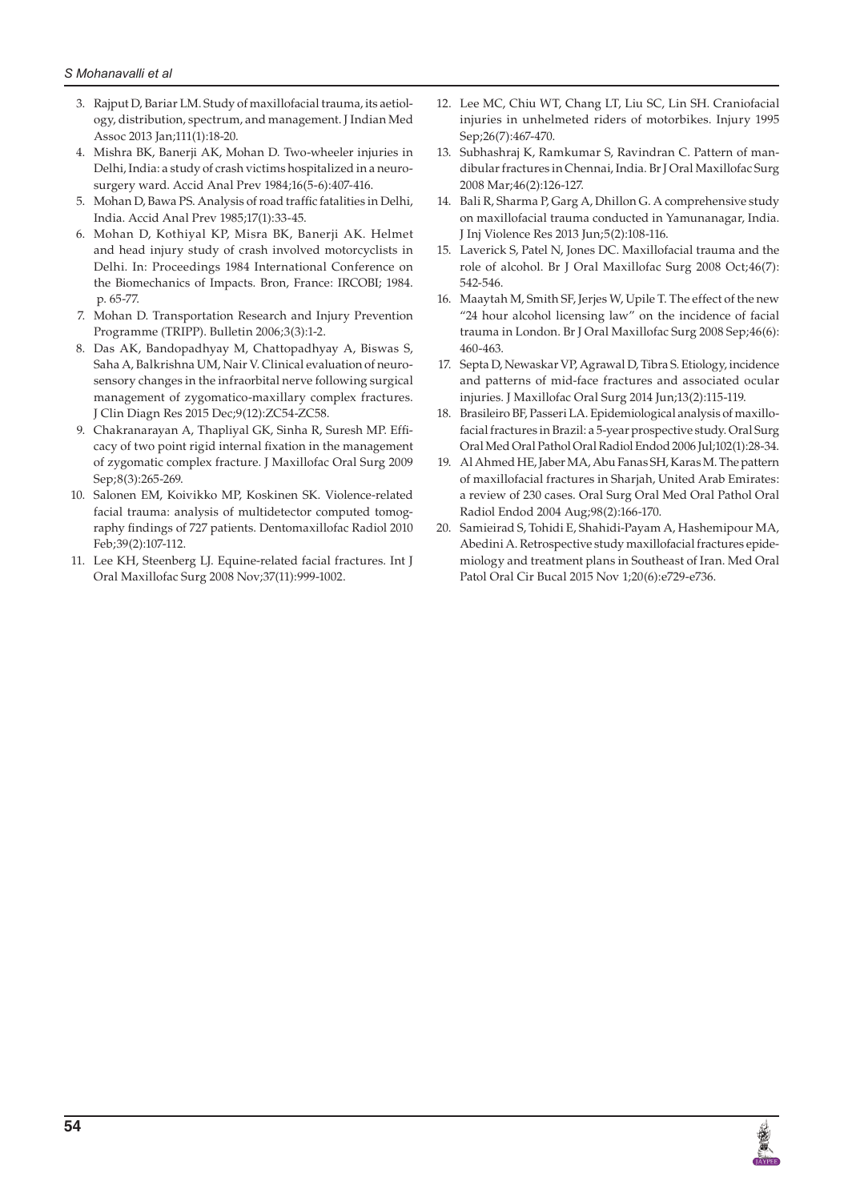3. Rajput D, Bariar LM. Study of maxillofacial trauma, its aetiology, distribution, spectrum, and management. J Indian Med Assoc 2013 Jan;111(1):18-20.
4. Mishra BK, Banerji AK, Mohan D. Two-wheeler injuries in Delhi, India: a study of crash victims hospitalized in a neurosurgery ward. Accid Anal Prev 1984;16(5-6):407-416.
5. Mohan D, Bawa PS. Analysis of road traffic fatalities in Delhi, India. Accid Anal Prev 1985;17(1):33-45.
6. Mohan D, Kothiyal KP, Misra BK, Banerji AK. Helmet and head injury study of crash involved motorcyclists in Delhi. In: Proceedings 1984 International Conference on the Biomechanics of Impacts. Bron, France: IRCOBI; 1984. p. 65-77.
7. Mohan D. Transportation Research and Injury Prevention Programme (TRIPP). Bulletin 2006;3(3):1-2.
8. Das AK, Bandopadhyay M, Chattopadhyay A, Biswas S, Saha A, Balkrishna UM, Nair V. Clinical evaluation of neurosensory changes in the infraorbital nerve following surgical management of zygomatico-maxillary complex fractures. J Clin Diagn Res 2015 Dec;9(12):ZC54-ZC58.
9. Chakranarayan A, Thapliyal GK, Sinha R, Suresh MP. Efficacy of two point rigid internal fixation in the management of zygomatic complex fracture. J Maxillofac Oral Surg 2009 Sep;8(3):265-269.
10. Salonen EM, Koivikko MP, Koskinen SK. Violence-related facial trauma: analysis of multidetector computed tomography findings of 727 patients. Dentomaxillofac Radiol 2010 Feb;39(2):107-112.
11. Lee KH, Steenberg LJ. Equine-related facial fractures. Int J Oral Maxillofac Surg 2008 Nov;37(11):999-1002.
12. Lee MC, Chiu WT, Chang LT, Liu SC, Lin SH. Craniofacial injuries in unhelmeted riders of motorbikes. Injury 1995 Sep;26(7):467-470.
13. Subhashraj K, Ramkumar S, Ravindran C. Pattern of mandibular fractures in Chennai, India. Br J Oral Maxillofac Surg 2008 Mar;46(2):126-127.
14. Bali R, Sharma P, Garg A, Dhillon G. A comprehensive study on maxillofacial trauma conducted in Yamunanagar, India. J Inj Violence Res 2013 Jun;5(2):108-116.
15. Laverick S, Patel N, Jones DC. Maxillofacial trauma and the role of alcohol. Br J Oral Maxillofac Surg 2008 Oct;46(7):542-546.
16. Maaytah M, Smith SF, Jerjes W, Upile T. The effect of the new "24 hour alcohol licensing law" on the incidence of facial trauma in London. Br J Oral Maxillofac Surg 2008 Sep;46(6):460-463.
17. Septa D, Newaskar VP, Agrawal D, Tibra S. Etiology, incidence and patterns of mid-face fractures and associated ocular injuries. J Maxillofac Oral Surg 2014 Jun;13(2):115-119.
18. Brasileiro BF, Passeri LA. Epidemiological analysis of maxillofacial fractures in Brazil: a 5-year prospective study. Oral Surg Oral Med Oral Pathol Oral Radiol Endod 2006 Jul;102(1):28-34.
19. Al Ahmed HE, Jaber MA, Abu Fanas SH, Karas M. The pattern of maxillofacial fractures in Sharjah, United Arab Emirates: a review of 230 cases. Oral Surg Oral Med Oral Pathol Oral Radiol Endod 2004 Aug;98(2):166-170.
20. Samieirad S, Tohidi E, Shahidi-Payam A, Hashemipour MA, Abedini A. Retrospective study maxillofacial fractures epidemiology and treatment plans in Southeast of Iran. Med Oral Patol Oral Cir Bucal 2015 Nov 1;20(6):e729-e736.